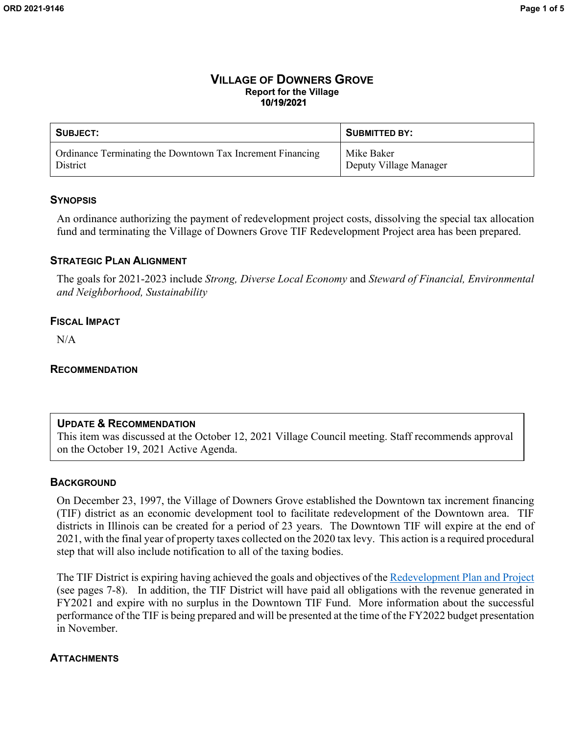# VILLAGE OF DOWNERS GROVE
**Report for the Village**
**10/19/2021**

| SUBJECT: | SUBMITTED BY: |
|---|---|
| Ordinance Terminating the Downtown Tax Increment Financing District | Mike Baker<br>Deputy Village Manager |

## SYNOPSIS

An ordinance authorizing the payment of redevelopment project costs, dissolving the special tax allocation fund and terminating the Village of Downers Grove TIF Redevelopment Project area has been prepared.

## STRATEGIC PLAN ALIGNMENT

The goals for 2021-2023 include *Strong, Diverse Local Economy* and *Steward of Financial, Environmental and Neighborhood, Sustainability*

## FISCAL IMPACT

N/A

## RECOMMENDATION

### UPDATE & RECOMMENDATION

This item was discussed at the October 12, 2021 Village Council meeting. Staff recommends approval on the October 19, 2021 Active Agenda.

## BACKGROUND

On December 23, 1997, the Village of Downers Grove established the Downtown tax increment financing (TIF) district as an economic development tool to facilitate redevelopment of the Downtown area. TIF districts in Illinois can be created for a period of 23 years. The Downtown TIF will expire at the end of 2021, with the final year of property taxes collected on the 2020 tax levy. This action is a required procedural step that will also include notification to all of the taxing bodies.

The TIF District is expiring having achieved the goals and objectives of the Redevelopment Plan and Project (see pages 7-8). In addition, the TIF District will have paid all obligations with the revenue generated in FY2021 and expire with no surplus in the Downtown TIF Fund. More information about the successful performance of the TIF is being prepared and will be presented at the time of the FY2022 budget presentation in November.

## ATTACHMENTS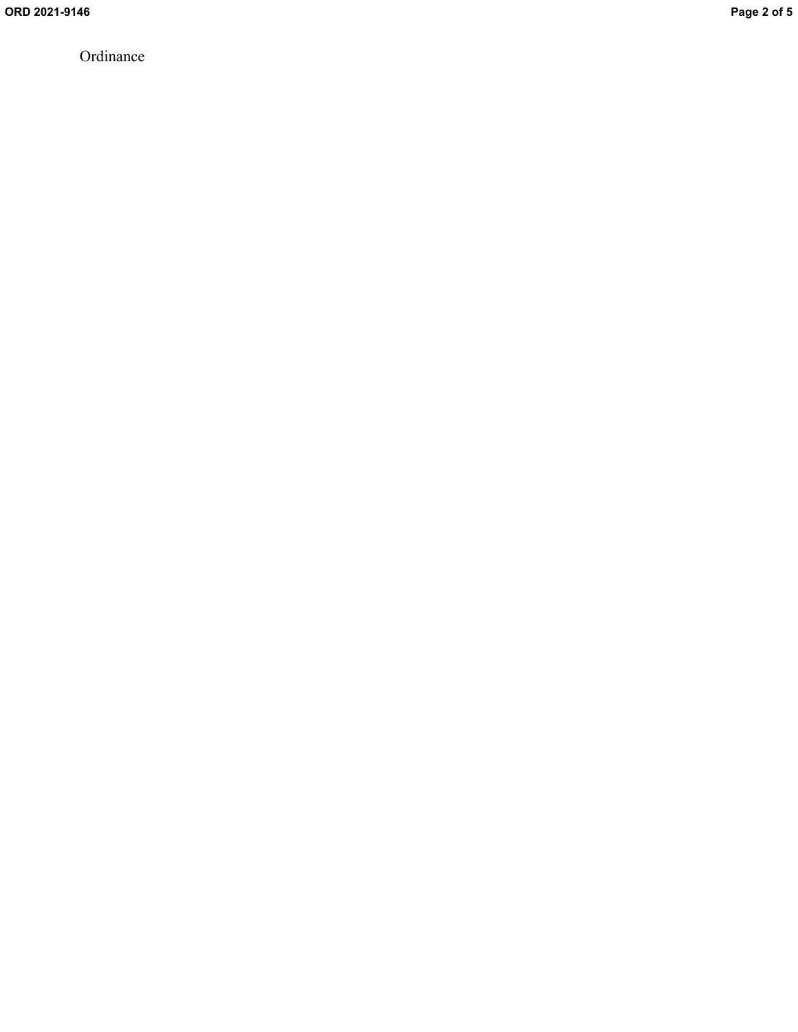Ordinance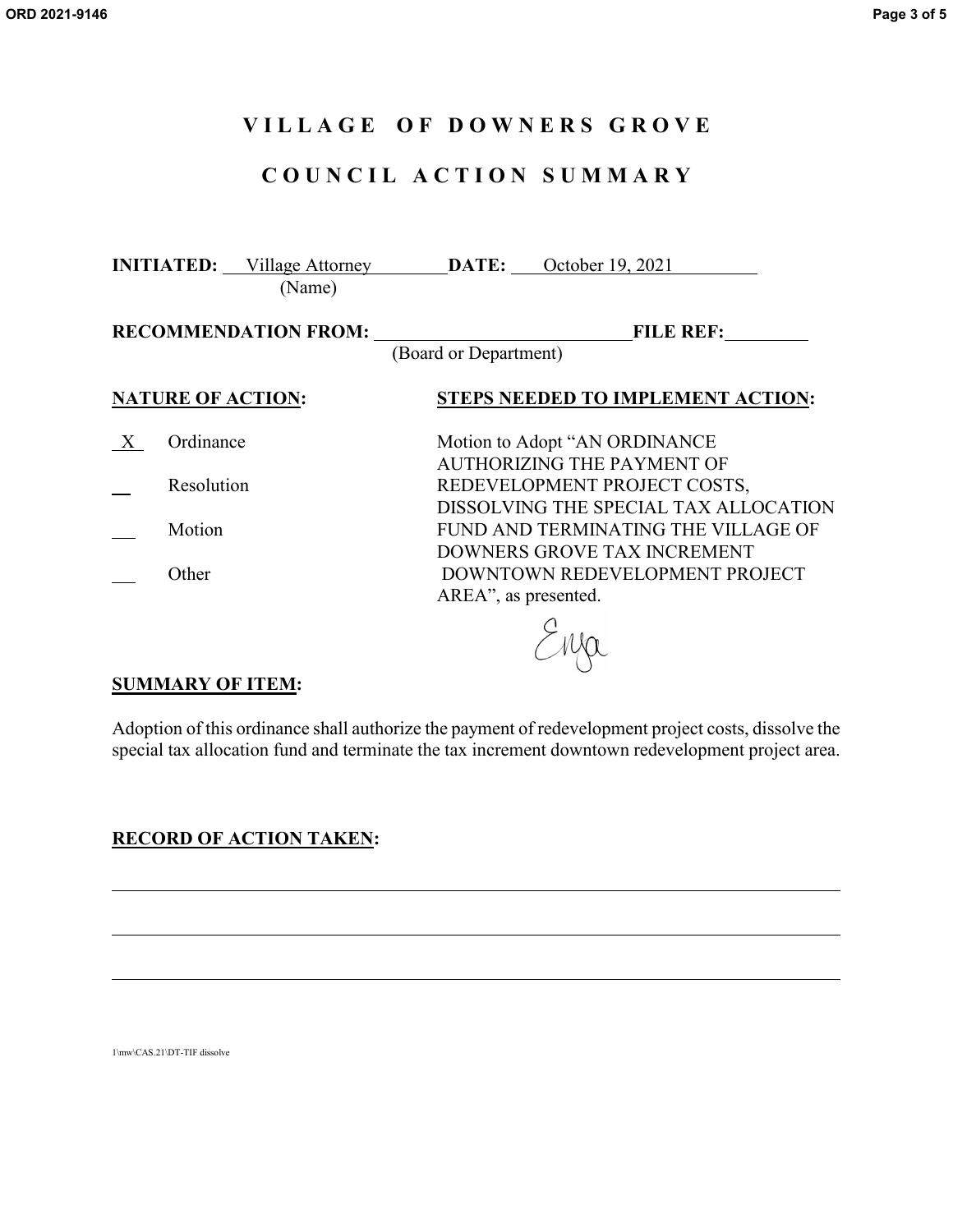# VILLAGE OF DOWNERS GROVE

## COUNCIL ACTION SUMMARY

**INITIATED:** Village Attorney **DATE:** October 19, 2021
(Name)

**RECOMMENDATION FROM:** ____________________ **FILE REF:** ________
(Board or Department)

**NATURE OF ACTION:**

- X Ordinance
- ___ Resolution
- ___ Motion
- ___ Other

**STEPS NEEDED TO IMPLEMENT ACTION:**

Motion to Adopt "AN ORDINANCE AUTHORIZING THE PAYMENT OF REDEVELOPMENT PROJECT COSTS, DISSOLVING THE SPECIAL TAX ALLOCATION FUND AND TERMINATING THE VILLAGE OF DOWNERS GROVE TAX INCREMENT DOWNTOWN REDEVELOPMENT PROJECT AREA", as presented.

Enya

**SUMMARY OF ITEM:**

Adoption of this ordinance shall authorize the payment of redevelopment project costs, dissolve the special tax allocation fund and terminate the tax increment downtown redevelopment project area.

**RECORD OF ACTION TAKEN:**

1\mw\CAS.21\DT-TIF dissolve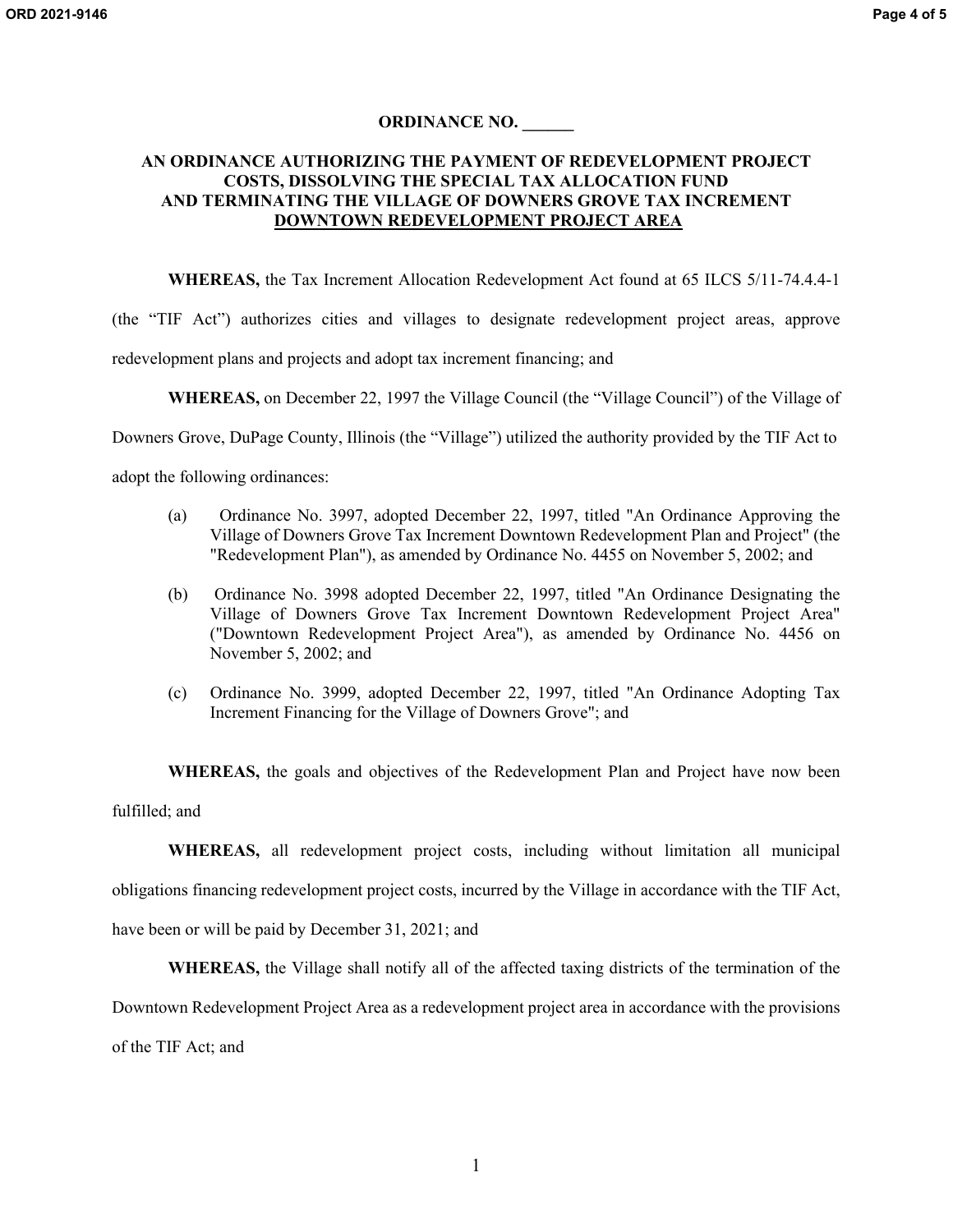**ORDINANCE NO. ______**

**AN ORDINANCE AUTHORIZING THE PAYMENT OF REDEVELOPMENT PROJECT COSTS, DISSOLVING THE SPECIAL TAX ALLOCATION FUND AND TERMINATING THE VILLAGE OF DOWNERS GROVE TAX INCREMENT DOWNTOWN REDEVELOPMENT PROJECT AREA**

**WHEREAS,** the Tax Increment Allocation Redevelopment Act found at 65 ILCS 5/11-74.4.4-1 (the "TIF Act") authorizes cities and villages to designate redevelopment project areas, approve redevelopment plans and projects and adopt tax increment financing; and

**WHEREAS,** on December 22, 1997 the Village Council (the "Village Council") of the Village of Downers Grove, DuPage County, Illinois (the "Village") utilized the authority provided by the TIF Act to adopt the following ordinances:

(a) Ordinance No. 3997, adopted December 22, 1997, titled "An Ordinance Approving the Village of Downers Grove Tax Increment Downtown Redevelopment Plan and Project" (the "Redevelopment Plan"), as amended by Ordinance No. 4455 on November 5, 2002; and

(b) Ordinance No. 3998 adopted December 22, 1997, titled "An Ordinance Designating the Village of Downers Grove Tax Increment Downtown Redevelopment Project Area" ("Downtown Redevelopment Project Area"), as amended by Ordinance No. 4456 on November 5, 2002; and

(c) Ordinance No. 3999, adopted December 22, 1997, titled "An Ordinance Adopting Tax Increment Financing for the Village of Downers Grove"; and

**WHEREAS,** the goals and objectives of the Redevelopment Plan and Project have now been fulfilled; and

**WHEREAS,** all redevelopment project costs, including without limitation all municipal obligations financing redevelopment project costs, incurred by the Village in accordance with the TIF Act, have been or will be paid by December 31, 2021; and

**WHEREAS,** the Village shall notify all of the affected taxing districts of the termination of the Downtown Redevelopment Project Area as a redevelopment project area in accordance with the provisions of the TIF Act; and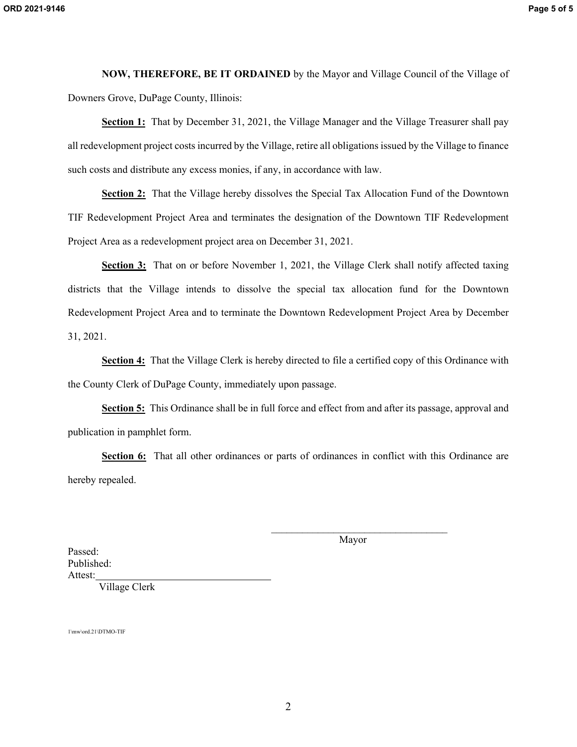**NOW, THEREFORE, BE IT ORDAINED** by the Mayor and Village Council of the Village of Downers Grove, DuPage County, Illinois:

**Section 1:** That by December 31, 2021, the Village Manager and the Village Treasurer shall pay all redevelopment project costs incurred by the Village, retire all obligations issued by the Village to finance such costs and distribute any excess monies, if any, in accordance with law.

**Section 2:** That the Village hereby dissolves the Special Tax Allocation Fund of the Downtown TIF Redevelopment Project Area and terminates the designation of the Downtown TIF Redevelopment Project Area as a redevelopment project area on December 31, 2021.

**Section 3:** That on or before November 1, 2021, the Village Clerk shall notify affected taxing districts that the Village intends to dissolve the special tax allocation fund for the Downtown Redevelopment Project Area and to terminate the Downtown Redevelopment Project Area by December 31, 2021.

**Section 4:** That the Village Clerk is hereby directed to file a certified copy of this Ordinance with the County Clerk of DuPage County, immediately upon passage.

**Section 5:** This Ordinance shall be in full force and effect from and after its passage, approval and publication in pamphlet form.

**Section 6:** That all other ordinances or parts of ordinances in conflict with this Ordinance are hereby repealed.

\_\_\_\_\_\_\_\_\_\_\_\_\_\_\_\_\_\_\_\_\_\_\_\_\_\_\_\_\_\_\_\_\_\_
Mayor

Passed:
Published:
Attest:\_\_\_\_\_\_\_\_\_\_\_\_\_\_\_\_\_\_\_\_\_\_\_\_\_\_\_\_\_\_\_\_\_\_
Village Clerk

1\mw\ord.21\DTMO-TIF